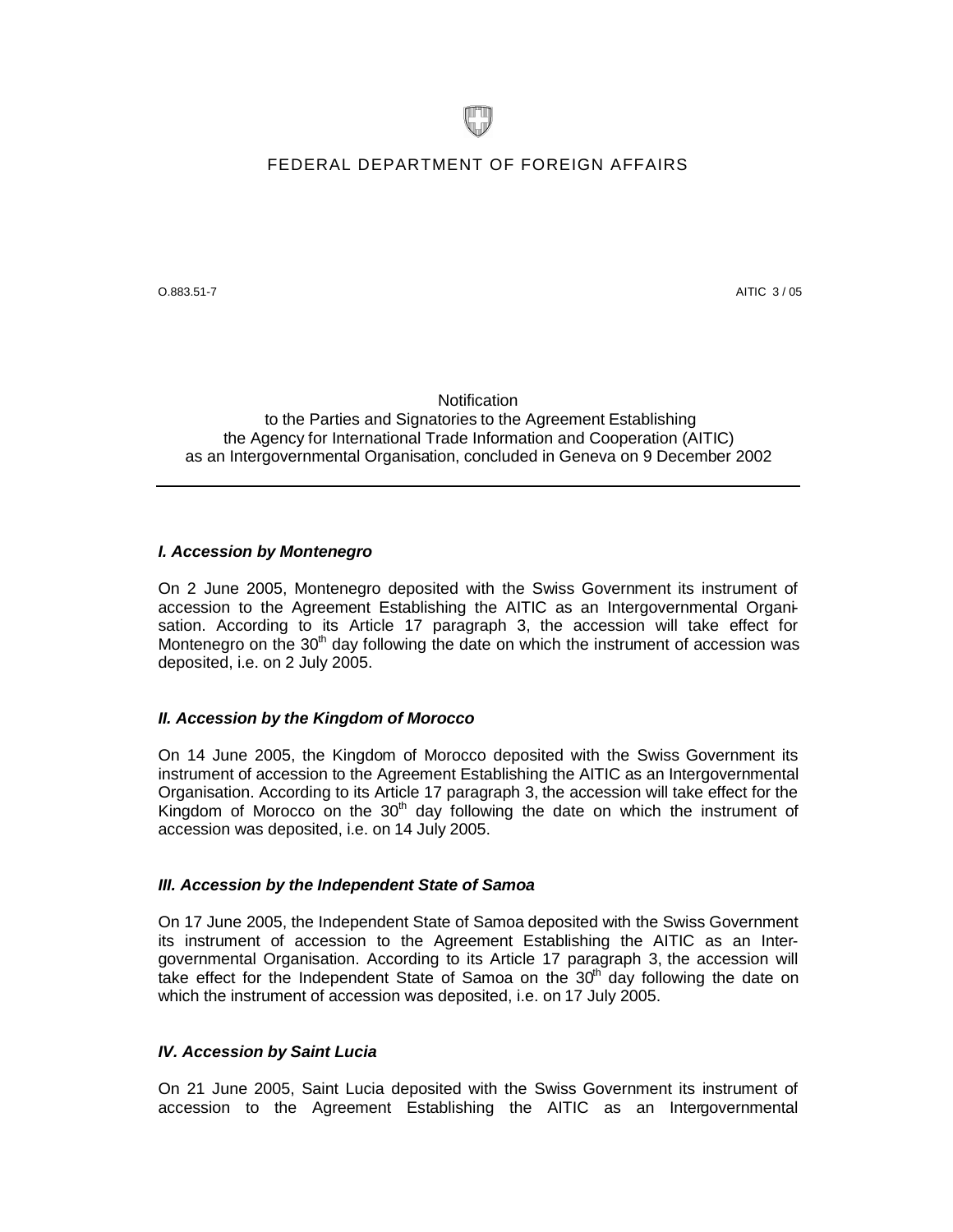FEDERAL DEPARTMENT OF FOREIGN AFFAIRS

O.883.51-7

AITIC 3 / 05

Notification
to the Parties and Signatories to the Agreement Establishing
the Agency for International Trade Information and Cooperation (AITIC)
as an Intergovernmental Organisation, concluded in Geneva on 9 December 2002

---

### *I. Accession by Montenegro*

On 2 June 2005, Montenegro deposited with the Swiss Government its instrument of accession to the Agreement Establishing the AITIC as an Intergovernmental Organisation. According to its Article 17 paragraph 3, the accession will take effect for Montenegro on the 30th day following the date on which the instrument of accession was deposited, i.e. on 2 July 2005.

### *II. Accession by the Kingdom of Morocco*

On 14 June 2005, the Kingdom of Morocco deposited with the Swiss Government its instrument of accession to the Agreement Establishing the AITIC as an Intergovernmental Organisation. According to its Article 17 paragraph 3, the accession will take effect for the Kingdom of Morocco on the 30th day following the date on which the instrument of accession was deposited, i.e. on 14 July 2005.

### *III. Accession by the Independent State of Samoa*

On 17 June 2005, the Independent State of Samoa deposited with the Swiss Government its instrument of accession to the Agreement Establishing the AITIC as an Intergovernmental Organisation. According to its Article 17 paragraph 3, the accession will take effect for the Independent State of Samoa on the 30th day following the date on which the instrument of accession was deposited, i.e. on 17 July 2005.

### *IV. Accession by Saint Lucia*

On 21 June 2005, Saint Lucia deposited with the Swiss Government its instrument of accession to the Agreement Establishing the AITIC as an Intergovernmental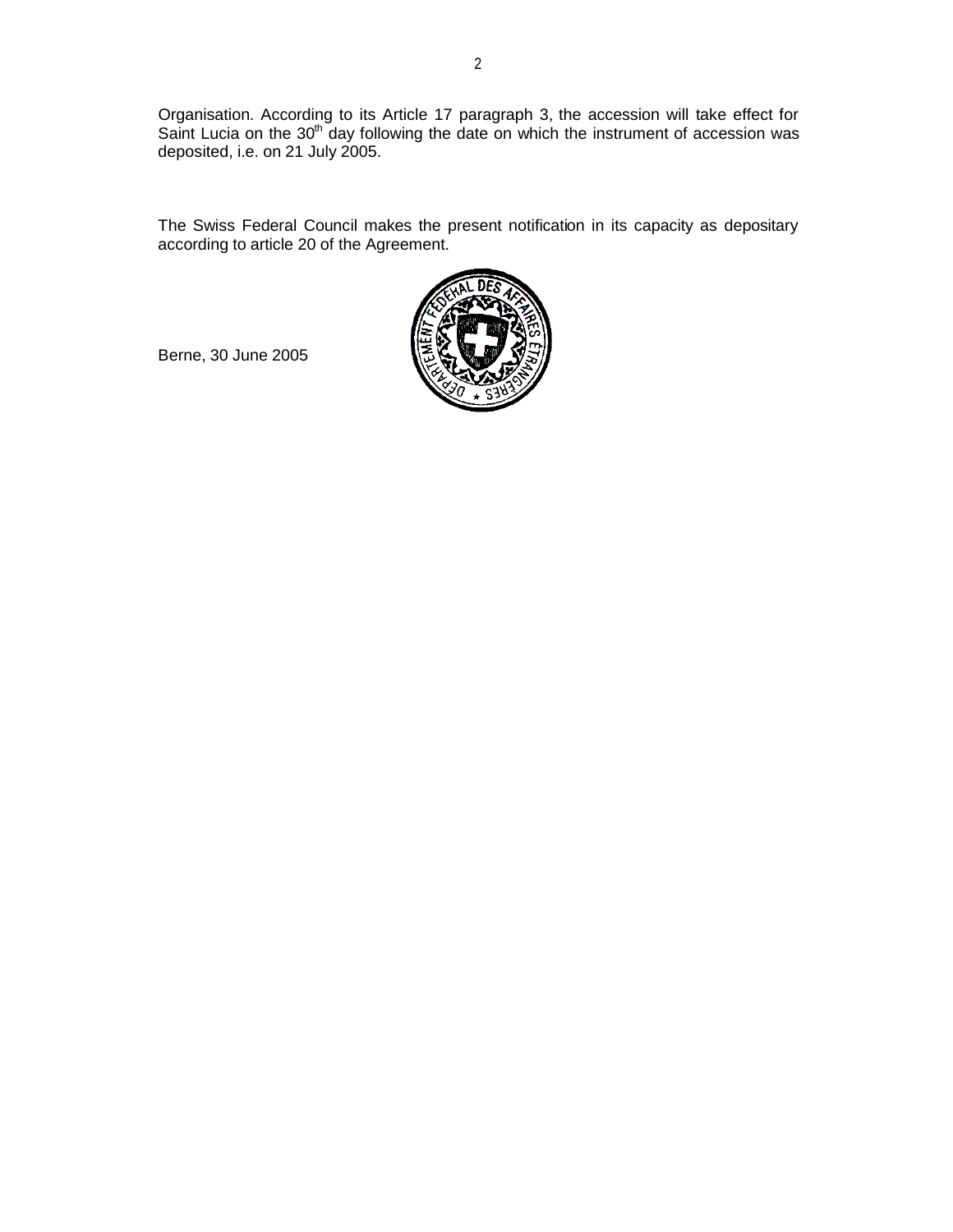Organisation. According to its Article 17 paragraph 3, the accession will take effect for Saint Lucia on the 30th day following the date on which the instrument of accession was deposited, i.e. on 21 July 2005.

The Swiss Federal Council makes the present notification in its capacity as depositary according to article 20 of the Agreement.

Berne, 30 June 2005